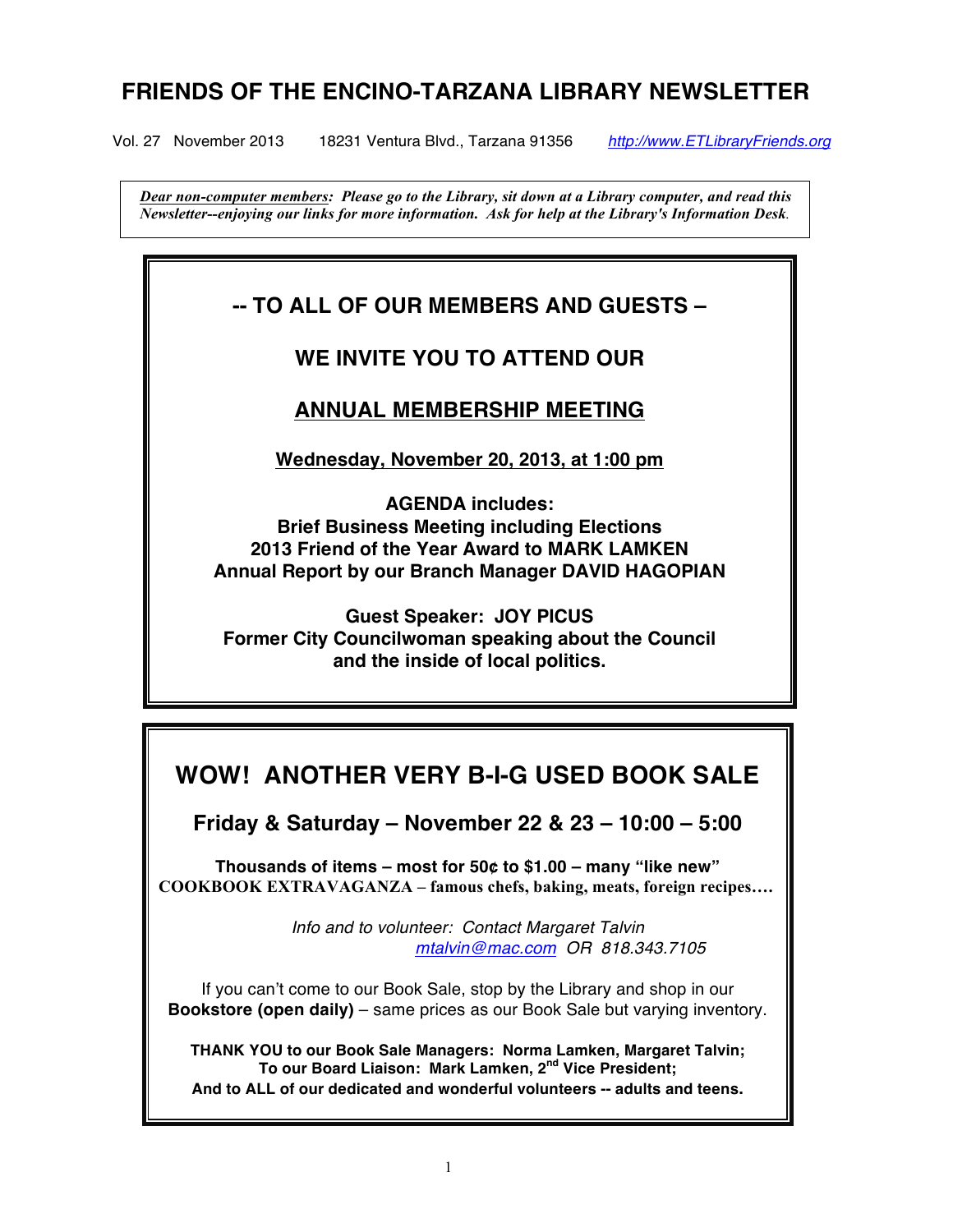# FRIENDS OF THE ENCINO-TARZANA LIBRARY NEWSLETTER

Vol. 27 November 2013 18231 Ventura Blvd., Tarzana 91356 *http://www.ETLibraryFriends.org*

***Dear non-computer members:* Please go to the Library, sit down at a Library computer, and read this Newsletter--enjoying our links for more information. Ask for help at the Library's Information Desk.**

## -- TO ALL OF OUR MEMBERS AND GUESTS –

## WE INVITE YOU TO ATTEND OUR

## ANNUAL MEMBERSHIP MEETING

**Wednesday, November 20, 2013, at 1:00 pm**

**AGENDA includes:**
**Brief Business Meeting including Elections**
**2013 Friend of the Year Award to MARK LAMKEN**
**Annual Report by our Branch Manager DAVID HAGOPIAN**

**Guest Speaker: JOY PICUS**
**Former City Councilwoman speaking about the Council and the inside of local politics.**

## WOW! ANOTHER VERY B-I-G USED BOOK SALE

### Friday & Saturday – November 22 & 23 – 10:00 – 5:00

**Thousands of items – most for 50¢ to $1.00 – many "like new"**
**COOKBOOK EXTRAVAGANZA – famous chefs, baking, meats, foreign recipes….**

*Info and to volunteer: Contact Margaret Talvin*
*mtalvin@mac.com OR 818.343.7105*

If you can't come to our Book Sale, stop by the Library and shop in our **Bookstore (open daily)** – same prices as our Book Sale but varying inventory.

**THANK YOU to our Book Sale Managers: Norma Lamken, Margaret Talvin;**
**To our Board Liaison: Mark Lamken, 2nd Vice President;**
**And to ALL of our dedicated and wonderful volunteers -- adults and teens.**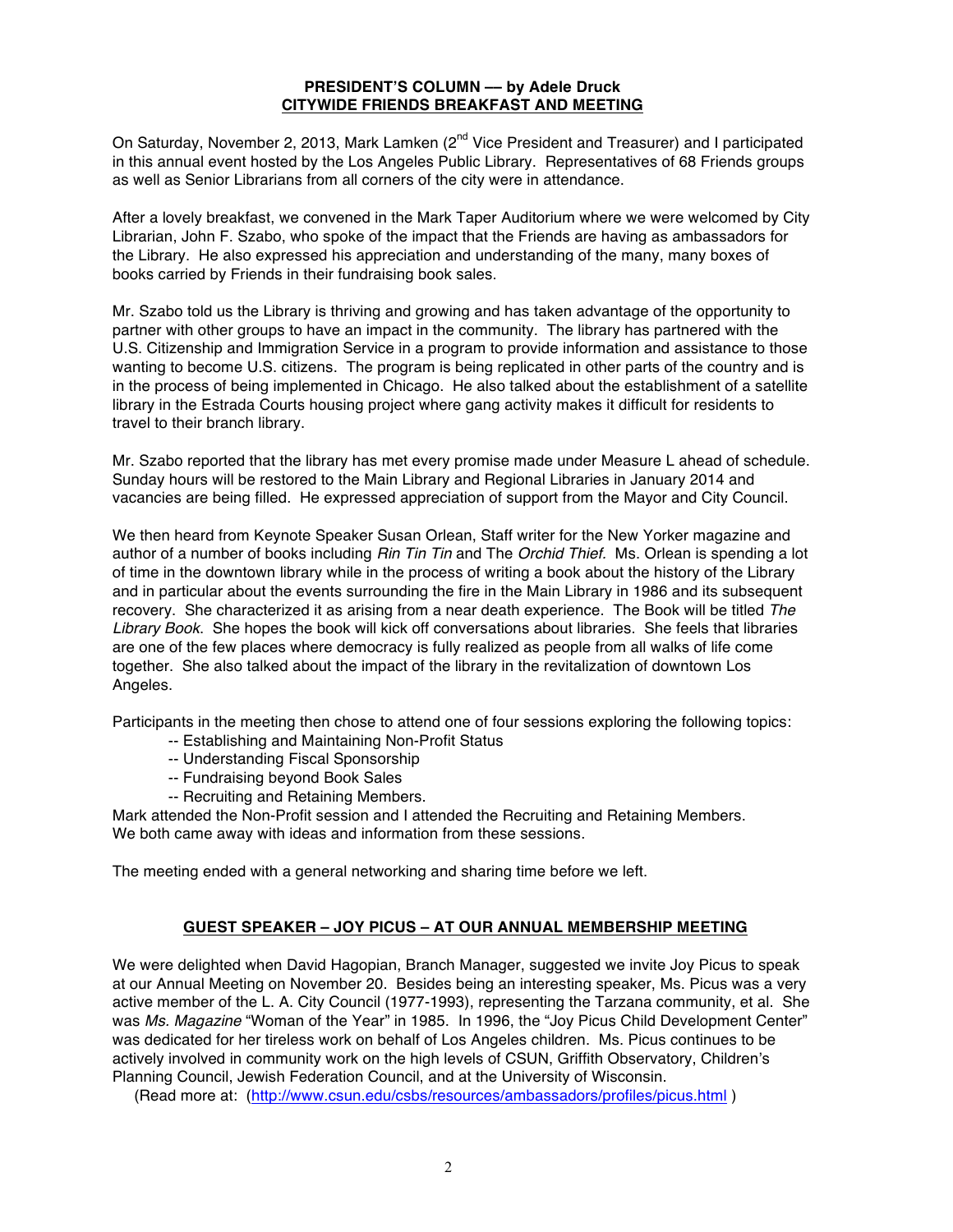## PRESIDENT'S COLUMN — by Adele Druck

## CITYWIDE FRIENDS BREAKFAST AND MEETING

On Saturday, November 2, 2013, Mark Lamken (2nd Vice President and Treasurer) and I participated in this annual event hosted by the Los Angeles Public Library. Representatives of 68 Friends groups as well as Senior Librarians from all corners of the city were in attendance.

After a lovely breakfast, we convened in the Mark Taper Auditorium where we were welcomed by City Librarian, John F. Szabo, who spoke of the impact that the Friends are having as ambassadors for the Library. He also expressed his appreciation and understanding of the many, many boxes of books carried by Friends in their fundraising book sales.

Mr. Szabo told us the Library is thriving and growing and has taken advantage of the opportunity to partner with other groups to have an impact in the community. The library has partnered with the U.S. Citizenship and Immigration Service in a program to provide information and assistance to those wanting to become U.S. citizens. The program is being replicated in other parts of the country and is in the process of being implemented in Chicago. He also talked about the establishment of a satellite library in the Estrada Courts housing project where gang activity makes it difficult for residents to travel to their branch library.

Mr. Szabo reported that the library has met every promise made under Measure L ahead of schedule. Sunday hours will be restored to the Main Library and Regional Libraries in January 2014 and vacancies are being filled. He expressed appreciation of support from the Mayor and City Council.

We then heard from Keynote Speaker Susan Orlean, Staff writer for the New Yorker magazine and author of a number of books including *Rin Tin Tin* and The *Orchid Thief.* Ms. Orlean is spending a lot of time in the downtown library while in the process of writing a book about the history of the Library and in particular about the events surrounding the fire in the Main Library in 1986 and its subsequent recovery. She characterized it as arising from a near death experience. The Book will be titled *The Library Book*. She hopes the book will kick off conversations about libraries. She feels that libraries are one of the few places where democracy is fully realized as people from all walks of life come together. She also talked about the impact of the library in the revitalization of downtown Los Angeles.

Participants in the meeting then chose to attend one of four sessions exploring the following topics:

- -- Establishing and Maintaining Non-Profit Status
- -- Understanding Fiscal Sponsorship
- -- Fundraising beyond Book Sales
- -- Recruiting and Retaining Members.

Mark attended the Non-Profit session and I attended the Recruiting and Retaining Members. We both came away with ideas and information from these sessions.

The meeting ended with a general networking and sharing time before we left.

## GUEST SPEAKER – JOY PICUS – AT OUR ANNUAL MEMBERSHIP MEETING

We were delighted when David Hagopian, Branch Manager, suggested we invite Joy Picus to speak at our Annual Meeting on November 20. Besides being an interesting speaker, Ms. Picus was a very active member of the L. A. City Council (1977-1993), representing the Tarzana community, et al. She was *Ms. Magazine* "Woman of the Year" in 1985. In 1996, the "Joy Picus Child Development Center" was dedicated for her tireless work on behalf of Los Angeles children. Ms. Picus continues to be actively involved in community work on the high levels of CSUN, Griffith Observatory, Children's Planning Council, Jewish Federation Council, and at the University of Wisconsin.

(Read more at: (http://www.csun.edu/csbs/resources/ambassadors/profiles/picus.html )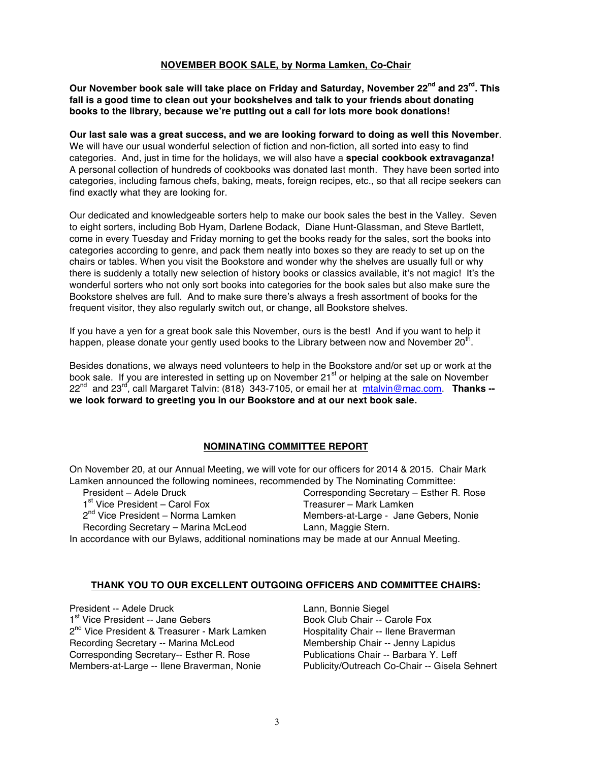## NOVEMBER BOOK SALE, by Norma Lamken, Co-Chair

**Our November book sale will take place on Friday and Saturday, November 22nd and 23rd. This fall is a good time to clean out your bookshelves and talk to your friends about donating books to the library, because we're putting out a call for lots more book donations!**

**Our last sale was a great success, and we are looking forward to doing as well this November**. We will have our usual wonderful selection of fiction and non-fiction, all sorted into easy to find categories. And, just in time for the holidays, we will also have a **special cookbook extravaganza!** A personal collection of hundreds of cookbooks was donated last month. They have been sorted into categories, including famous chefs, baking, meats, foreign recipes, etc., so that all recipe seekers can find exactly what they are looking for.

Our dedicated and knowledgeable sorters help to make our book sales the best in the Valley. Seven to eight sorters, including Bob Hyam, Darlene Bodack, Diane Hunt-Glassman, and Steve Bartlett, come in every Tuesday and Friday morning to get the books ready for the sales, sort the books into categories according to genre, and pack them neatly into boxes so they are ready to set up on the chairs or tables. When you visit the Bookstore and wonder why the shelves are usually full or why there is suddenly a totally new selection of history books or classics available, it's not magic! It's the wonderful sorters who not only sort books into categories for the book sales but also make sure the Bookstore shelves are full. And to make sure there's always a fresh assortment of books for the frequent visitor, they also regularly switch out, or change, all Bookstore shelves.

If you have a yen for a great book sale this November, ours is the best! And if you want to help it happen, please donate your gently used books to the Library between now and November 20th.

Besides donations, we always need volunteers to help in the Bookstore and/or set up or work at the book sale. If you are interested in setting up on November 21st or helping at the sale on November 22nd and 23rd, call Margaret Talvin: (818) 343-7105, or email her at mtalvin@mac.com. **Thanks -- we look forward to greeting you in our Bookstore and at our next book sale.**

## NOMINATING COMMITTEE REPORT

On November 20, at our Annual Meeting, we will vote for our officers for 2014 & 2015. Chair Mark Lamken announced the following nominees, recommended by The Nominating Committee:

- President – Adele Druck
- 1st Vice President – Carol Fox
- 2nd Vice President – Norma Lamken
- Recording Secretary – Marina McLeod
- Corresponding Secretary – Esther R. Rose
- Treasurer – Mark Lamken
- Members-at-Large - Jane Gebers, Nonie Lann, Maggie Stern.

In accordance with our Bylaws, additional nominations may be made at our Annual Meeting.

## THANK YOU TO OUR EXCELLENT OUTGOING OFFICERS AND COMMITTEE CHAIRS:

- President -- Adele Druck
- 1st Vice President -- Jane Gebers
- 2nd Vice President & Treasurer - Mark Lamken
- Recording Secretary -- Marina McLeod
- Corresponding Secretary-- Esther R. Rose
- Members-at-Large -- Ilene Braverman, Nonie Lann, Bonnie Siegel
- Book Club Chair -- Carole Fox
- Hospitality Chair -- Ilene Braverman
- Membership Chair -- Jenny Lapidus
- Publications Chair -- Barbara Y. Leff
- Publicity/Outreach Co-Chair -- Gisela Sehnert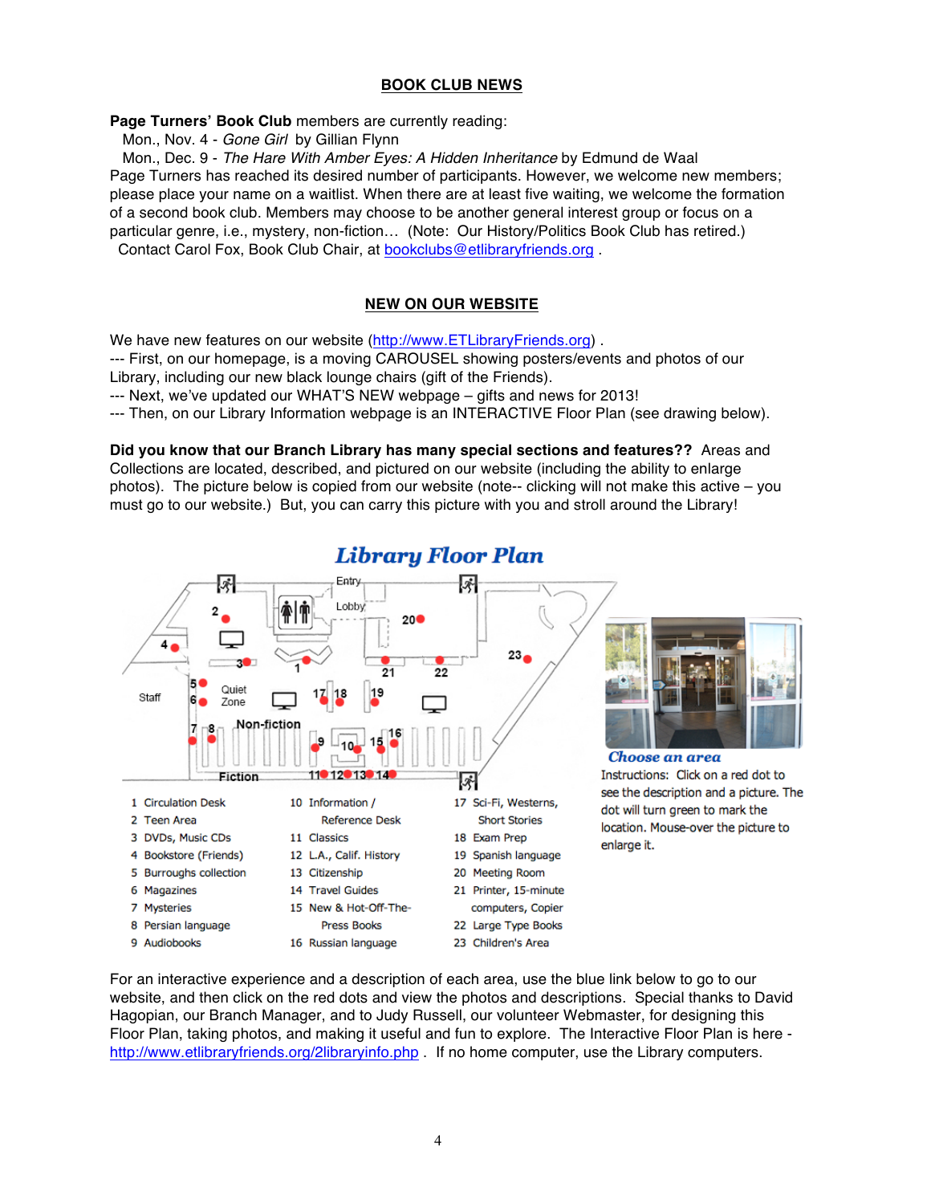## BOOK CLUB NEWS

**Page Turners' Book Club** members are currently reading:
Mon., Nov. 4 - *Gone Girl* by Gillian Flynn
Mon., Dec. 9 - *The Hare With Amber Eyes: A Hidden Inheritance* by Edmund de Waal
Page Turners has reached its desired number of participants. However, we welcome new members; please place your name on a waitlist. When there are at least five waiting, we welcome the formation of a second book club. Members may choose to be another general interest group or focus on a particular genre, i.e., mystery, non-fiction… (Note: Our History/Politics Book Club has retired.)
Contact Carol Fox, Book Club Chair, at bookclubs@etlibraryfriends.org .

## NEW ON OUR WEBSITE

We have new features on our website (http://www.ETLibraryFriends.org) .
--- First, on our homepage, is a moving CAROUSEL showing posters/events and photos of our Library, including our new black lounge chairs (gift of the Friends).
--- Next, we've updated our WHAT'S NEW webpage – gifts and news for 2013!
--- Then, on our Library Information webpage is an INTERACTIVE Floor Plan (see drawing below).

**Did you know that our Branch Library has many special sections and features??** Areas and Collections are located, described, and pictured on our website (including the ability to enlarge photos). The picture below is copied from our website (note-- clicking will not make this active – you must go to our website.) But, you can carry this picture with you and stroll around the Library!

### Library Floor Plan

1 Circulation Desk
2 Teen Area
3 DVDs, Music CDs
4 Bookstore (Friends)
5 Burroughs collection
6 Magazines
7 Mysteries
8 Persian language
9 Audiobooks
10 Information / Reference Desk
11 Classics
12 L.A., Calif. History
13 Citizenship
14 Travel Guides
15 New & Hot-Off-The-Press Books
16 Russian language
17 Sci-Fi, Westerns, Short Stories
18 Exam Prep
19 Spanish language
20 Meeting Room
21 Printer, 15-minute computers, Copier
22 Large Type Books
23 Children's Area

**Choose an area**
Instructions: Click on a red dot to see the description and a picture. The dot will turn green to mark the location. Mouse-over the picture to enlarge it.

For an interactive experience and a description of each area, use the blue link below to go to our website, and then click on the red dots and view the photos and descriptions. Special thanks to David Hagopian, our Branch Manager, and to Judy Russell, our volunteer Webmaster, for designing this Floor Plan, taking photos, and making it useful and fun to explore. The Interactive Floor Plan is here - http://www.etlibraryfriends.org/2libraryinfo.php . If no home computer, use the Library computers.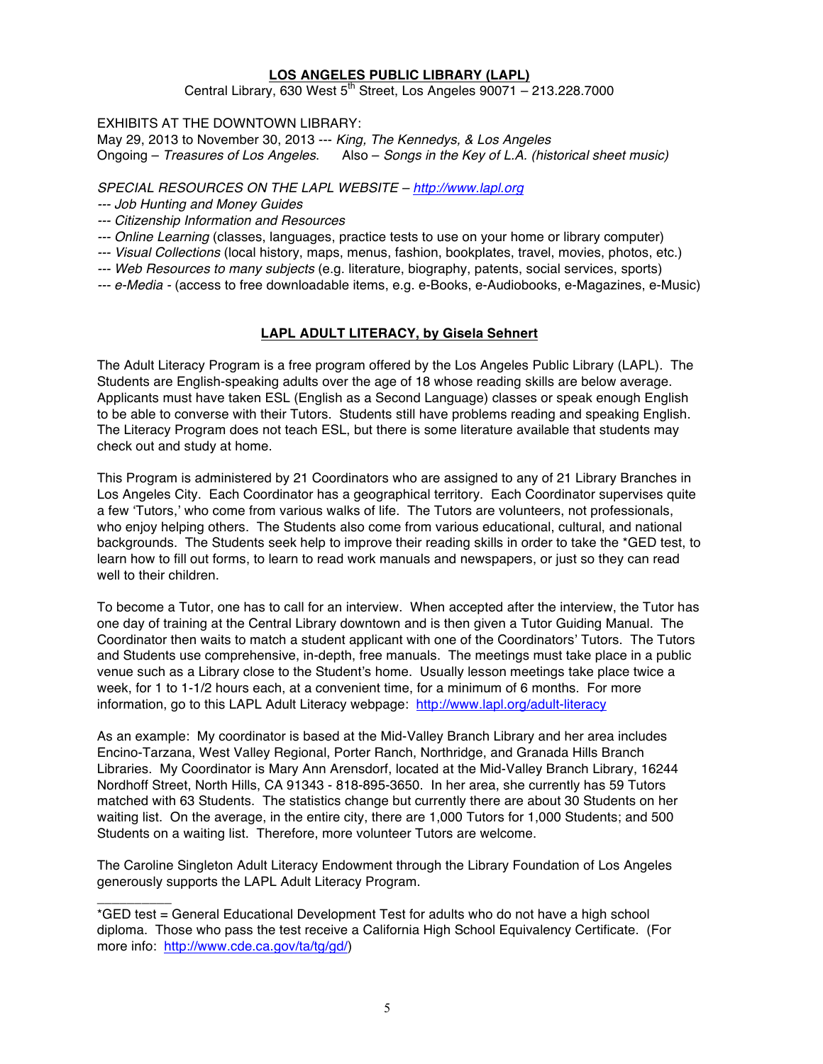## LOS ANGELES PUBLIC LIBRARY (LAPL)

Central Library, 630 West 5th Street, Los Angeles 90071 – 213.228.7000

EXHIBITS AT THE DOWNTOWN LIBRARY:
May 29, 2013 to November 30, 2013 --- *King, The Kennedys, & Los Angeles*
Ongoing – *Treasures of Los Angeles*. Also – *Songs in the Key of L.A. (historical sheet music)*

*SPECIAL RESOURCES ON THE LAPL WEBSITE – http://www.lapl.org*

--- *Job Hunting and Money Guides*
--- *Citizenship Information and Resources*
--- *Online Learning* (classes, languages, practice tests to use on your home or library computer)
--- *Visual Collections* (local history, maps, menus, fashion, bookplates, travel, movies, photos, etc.)
--- *Web Resources to many subjects* (e.g. literature, biography, patents, social services, sports)
--- *e-Media* - (access to free downloadable items, e.g. e-Books, e-Audiobooks, e-Magazines, e-Music)

## LAPL ADULT LITERACY, by Gisela Sehnert

The Adult Literacy Program is a free program offered by the Los Angeles Public Library (LAPL). The Students are English-speaking adults over the age of 18 whose reading skills are below average. Applicants must have taken ESL (English as a Second Language) classes or speak enough English to be able to converse with their Tutors. Students still have problems reading and speaking English. The Literacy Program does not teach ESL, but there is some literature available that students may check out and study at home.

This Program is administered by 21 Coordinators who are assigned to any of 21 Library Branches in Los Angeles City. Each Coordinator has a geographical territory. Each Coordinator supervises quite a few 'Tutors,' who come from various walks of life. The Tutors are volunteers, not professionals, who enjoy helping others. The Students also come from various educational, cultural, and national backgrounds. The Students seek help to improve their reading skills in order to take the *GED test, to learn how to fill out forms, to learn to read work manuals and newspapers, or just so they can read well to their children.

To become a Tutor, one has to call for an interview. When accepted after the interview, the Tutor has one day of training at the Central Library downtown and is then given a Tutor Guiding Manual. The Coordinator then waits to match a student applicant with one of the Coordinators' Tutors. The Tutors and Students use comprehensive, in-depth, free manuals. The meetings must take place in a public venue such as a Library close to the Student's home. Usually lesson meetings take place twice a week, for 1 to 1-1/2 hours each, at a convenient time, for a minimum of 6 months. For more information, go to this LAPL Adult Literacy webpage: http://www.lapl.org/adult-literacy

As an example: My coordinator is based at the Mid-Valley Branch Library and her area includes Encino-Tarzana, West Valley Regional, Porter Ranch, Northridge, and Granada Hills Branch Libraries. My Coordinator is Mary Ann Arensdorf, located at the Mid-Valley Branch Library, 16244 Nordhoff Street, North Hills, CA 91343 - 818-895-3650. In her area, she currently has 59 Tutors matched with 63 Students. The statistics change but currently there are about 30 Students on her waiting list. On the average, in the entire city, there are 1,000 Tutors for 1,000 Students; and 500 Students on a waiting list. Therefore, more volunteer Tutors are welcome.

The Caroline Singleton Adult Literacy Endowment through the Library Foundation of Los Angeles generously supports the LAPL Adult Literacy Program.

---

*GED test = General Educational Development Test for adults who do not have a high school diploma. Those who pass the test receive a California High School Equivalency Certificate. (For more info: http://www.cde.ca.gov/ta/tg/gd/)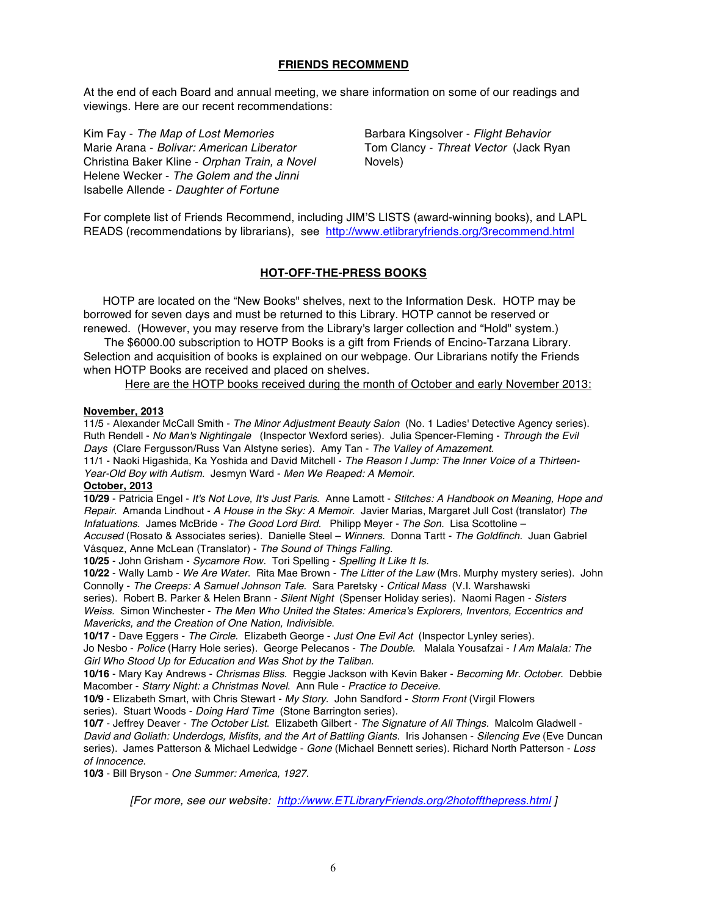## FRIENDS RECOMMEND

At the end of each Board and annual meeting, we share information on some of our readings and viewings. Here are our recent recommendations:

Kim Fay - *The Map of Lost Memories*
Marie Arana - *Bolivar: American Liberator*
Christina Baker Kline - *Orphan Train, a Novel*
Helene Wecker - *The Golem and the Jinni*
Isabelle Allende - *Daughter of Fortune*
Barbara Kingsolver - *Flight Behavior*
Tom Clancy - *Threat Vector* (Jack Ryan Novels)

For complete list of Friends Recommend, including JIM'S LISTS (award-winning books), and LAPL READS (recommendations by librarians), see http://www.etlibraryfriends.org/3recommend.html

## HOT-OFF-THE-PRESS BOOKS

HOTP are located on the "New Books" shelves, next to the Information Desk. HOTP may be borrowed for seven days and must be returned to this Library. HOTP cannot be reserved or renewed. (However, you may reserve from the Library's larger collection and "Hold" system.)

The $6000.00 subscription to HOTP Books is a gift from Friends of Encino-Tarzana Library. Selection and acquisition of books is explained on our webpage. Our Librarians notify the Friends when HOTP Books are received and placed on shelves.

Here are the HOTP books received during the month of October and early November 2013:

**November, 2013**

11/5 - Alexander McCall Smith - *The Minor Adjustment Beauty Salon* (No. 1 Ladies' Detective Agency series). Ruth Rendell - *No Man's Nightingale* (Inspector Wexford series). Julia Spencer-Fleming - *Through the Evil Days* (Clare Fergusson/Russ Van Alstyne series). Amy Tan - *The Valley of Amazement.*

11/1 - Naoki Higashida, Ka Yoshida and David Mitchell - *The Reason I Jump: The Inner Voice of a Thirteen-Year-Old Boy with Autism.* Jesmyn Ward - *Men We Reaped: A Memoir.*

**October, 2013**

**10/29** - Patricia Engel - *It's Not Love, It's Just Paris.* Anne Lamott - *Stitches: A Handbook on Meaning, Hope and Repair.* Amanda Lindhout - *A House in the Sky: A Memoir.* Javier Marias, Margaret Jull Cost (translator) *The Infatuations.* James McBride - *The Good Lord Bird.* Philipp Meyer - *The Son.* Lisa Scottoline – *Accused* (Rosato & Associates series). Danielle Steel – *Winners.* Donna Tartt - *The Goldfinch.* Juan Gabriel Vásquez, Anne McLean (Translator) - *The Sound of Things Falling.*

**10/25** - John Grisham - *Sycamore Row.* Tori Spelling - *Spelling It Like It Is.*

**10/22** - Wally Lamb - *We Are Water.* Rita Mae Brown - *The Litter of the Law* (Mrs. Murphy mystery series). John Connolly - *The Creeps: A Samuel Johnson Tale.* Sara Paretsky - *Critical Mass* (V.I. Warshawski series). Robert B. Parker & Helen Brann - *Silent Night* (Spenser Holiday series). Naomi Ragen - *Sisters Weiss.* Simon Winchester - *The Men Who United the States: America's Explorers, Inventors, Eccentrics and Mavericks, and the Creation of One Nation, Indivisible.*

**10/17** - Dave Eggers - *The Circle.* Elizabeth George - *Just One Evil Act* (Inspector Lynley series). Jo Nesbo - *Police* (Harry Hole series). George Pelecanos - *The Double.* Malala Yousafzai - *I Am Malala: The Girl Who Stood Up for Education and Was Shot by the Taliban.*

**10/16** - Mary Kay Andrews - *Chrismas Bliss.* Reggie Jackson with Kevin Baker - *Becoming Mr. October.* Debbie Macomber - *Starry Night: a Christmas Novel.* Ann Rule - *Practice to Deceive.*

**10/9** - Elizabeth Smart, with Chris Stewart - *My Story.* John Sandford - *Storm Front* (Virgil Flowers series). Stuart Woods - *Doing Hard Time* (Stone Barrington series).

**10/7** - Jeffrey Deaver - *The October List.* Elizabeth Gilbert - *The Signature of All Things.* Malcolm Gladwell - *David and Goliath: Underdogs, Misfits, and the Art of Battling Giants.* Iris Johansen - *Silencing Eve* (Eve Duncan series). James Patterson & Michael Ledwidge - *Gone* (Michael Bennett series). Richard North Patterson - *Loss of Innocence.*

**10/3** - Bill Bryson - *One Summer: America, 1927.*

*[For more, see our website: http://www.ETLibraryFriends.org/2hotoffthepress.html ]*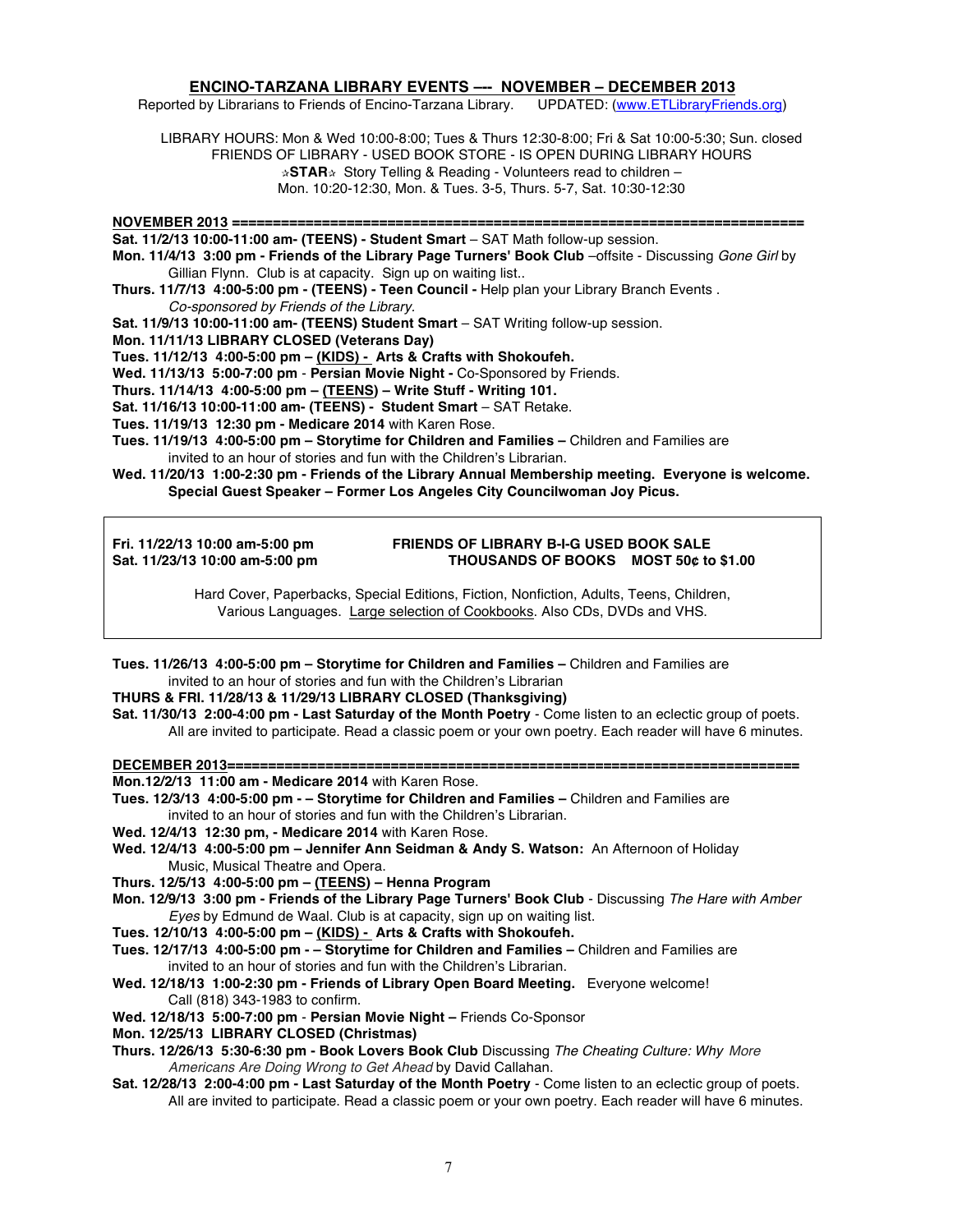# ENCINO-TARZANA LIBRARY EVENTS —- NOVEMBER – DECEMBER 2013

Reported by Librarians to Friends of Encino-Tarzana Library. UPDATED: (www.ETLibraryFriends.org)

LIBRARY HOURS: Mon & Wed 10:00-8:00; Tues & Thurs 12:30-8:00; Fri & Sat 10:00-5:30; Sun. closed
FRIENDS OF LIBRARY - USED BOOK STORE - IS OPEN DURING LIBRARY HOURS
☆**STAR**☆ Story Telling & Reading - Volunteers read to children –
Mon. 10:20-12:30, Mon. & Tues. 3-5, Thurs. 5-7, Sat. 10:30-12:30

## NOVEMBER 2013 ======================================================================

**Sat. 11/2/13 10:00-11:00 am- (TEENS) - Student Smart** – SAT Math follow-up session.

**Mon. 11/4/13 3:00 pm - Friends of the Library Page Turners' Book Club** –offsite - Discussing *Gone Girl* by Gillian Flynn. Club is at capacity. Sign up on waiting list..

**Thurs. 11/7/13 4:00-5:00 pm - (TEENS) - Teen Council -** Help plan your Library Branch Events . *Co-sponsored by Friends of the Library.*

**Sat. 11/9/13 10:00-11:00 am- (TEENS) Student Smart** – SAT Writing follow-up session.

**Mon. 11/11/13 LIBRARY CLOSED (Veterans Day)**

**Tues. 11/12/13 4:00-5:00 pm – (KIDS) - Arts & Crafts with Shokoufeh.**

**Wed. 11/13/13 5:00-7:00 pm** - **Persian Movie Night -** Co-Sponsored by Friends.

**Thurs. 11/14/13 4:00-5:00 pm – (TEENS) – Write Stuff - Writing 101.**

**Sat. 11/16/13 10:00-11:00 am- (TEENS) - Student Smart** – SAT Retake.

**Tues. 11/19/13 12:30 pm - Medicare 2014** with Karen Rose.

**Tues. 11/19/13 4:00-5:00 pm – Storytime for Children and Families –** Children and Families are invited to an hour of stories and fun with the Children's Librarian.

**Wed. 11/20/13 1:00-2:30 pm - Friends of the Library Annual Membership meeting. Everyone is welcome. Special Guest Speaker – Former Los Angeles City Councilwoman Joy Picus.**

---

**Fri. 11/22/13 10:00 am-5:00 pm** — **FRIENDS OF LIBRARY B-I-G USED BOOK SALE**
**Sat. 11/23/13 10:00 am-5:00 pm** — **THOUSANDS OF BOOKS MOST 50¢ to $1.00**

Hard Cover, Paperbacks, Special Editions, Fiction, Nonfiction, Adults, Teens, Children, Various Languages. Large selection of Cookbooks. Also CDs, DVDs and VHS.

---

**Tues. 11/26/13 4:00-5:00 pm – Storytime for Children and Families –** Children and Families are invited to an hour of stories and fun with the Children's Librarian

**THURS & FRI. 11/28/13 & 11/29/13 LIBRARY CLOSED (Thanksgiving)**

**Sat. 11/30/13 2:00-4:00 pm - Last Saturday of the Month Poetry** - Come listen to an eclectic group of poets. All are invited to participate. Read a classic poem or your own poetry. Each reader will have 6 minutes.

## DECEMBER 2013======================================================================

**Mon.12/2/13 11:00 am - Medicare 2014** with Karen Rose.

**Tues. 12/3/13 4:00-5:00 pm - – Storytime for Children and Families –** Children and Families are invited to an hour of stories and fun with the Children's Librarian.

**Wed. 12/4/13 12:30 pm, - Medicare 2014** with Karen Rose.

**Wed. 12/4/13 4:00-5:00 pm – Jennifer Ann Seidman & Andy S. Watson:** An Afternoon of Holiday Music, Musical Theatre and Opera.

**Thurs. 12/5/13 4:00-5:00 pm – (TEENS) – Henna Program**

**Mon. 12/9/13 3:00 pm - Friends of the Library Page Turners' Book Club** - Discussing *The Hare with Amber Eyes* by Edmund de Waal. Club is at capacity, sign up on waiting list.

**Tues. 12/10/13 4:00-5:00 pm – (KIDS) - Arts & Crafts with Shokoufeh.**

**Tues. 12/17/13 4:00-5:00 pm - – Storytime for Children and Families –** Children and Families are invited to an hour of stories and fun with the Children's Librarian.

**Wed. 12/18/13 1:00-2:30 pm - Friends of Library Open Board Meeting.** Everyone welcome! Call (818) 343-1983 to confirm.

**Wed. 12/18/13 5:00-7:00 pm** - **Persian Movie Night –** Friends Co-Sponsor

**Mon. 12/25/13 LIBRARY CLOSED (Christmas)**

**Thurs. 12/26/13 5:30-6:30 pm - Book Lovers Book Club** Discussing *The Cheating Culture: Why More Americans Are Doing Wrong to Get Ahead* by David Callahan.

**Sat. 12/28/13 2:00-4:00 pm - Last Saturday of the Month Poetry** - Come listen to an eclectic group of poets. All are invited to participate. Read a classic poem or your own poetry. Each reader will have 6 minutes.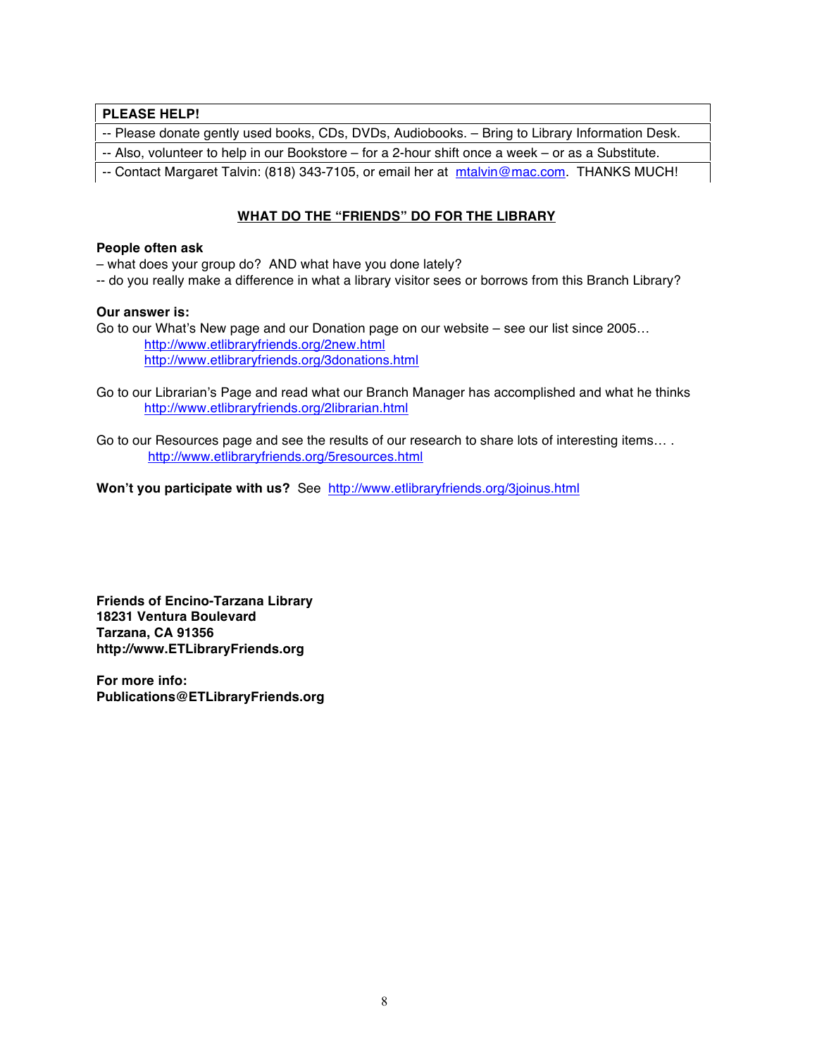| **PLEASE HELP!** |
| --- |
| -- Please donate gently used books, CDs, DVDs, Audiobooks. – Bring to Library Information Desk. |
| -- Also, volunteer to help in our Bookstore – for a 2-hour shift once a week – or as a Substitute. |
| -- Contact Margaret Talvin: (818) 343-7105, or email her at mtalvin@mac.com. THANKS MUCH! |

## WHAT DO THE "FRIENDS" DO FOR THE LIBRARY

**People often ask**

– what does your group do? AND what have you done lately?

-- do you really make a difference in what a library visitor sees or borrows from this Branch Library?

**Our answer is:**

Go to our What's New page and our Donation page on our website – see our list since 2005…

http://www.etlibraryfriends.org/2new.html

http://www.etlibraryfriends.org/3donations.html

Go to our Librarian's Page and read what our Branch Manager has accomplished and what he thinks

http://www.etlibraryfriends.org/2librarian.html

Go to our Resources page and see the results of our research to share lots of interesting items… .

http://www.etlibraryfriends.org/5resources.html

**Won't you participate with us?** See http://www.etlibraryfriends.org/3joinus.html

**Friends of Encino-Tarzana Library**
**18231 Ventura Boulevard**
**Tarzana, CA 91356**
**http://www.ETLibraryFriends.org**

**For more info:**
**Publications@ETLibraryFriends.org**